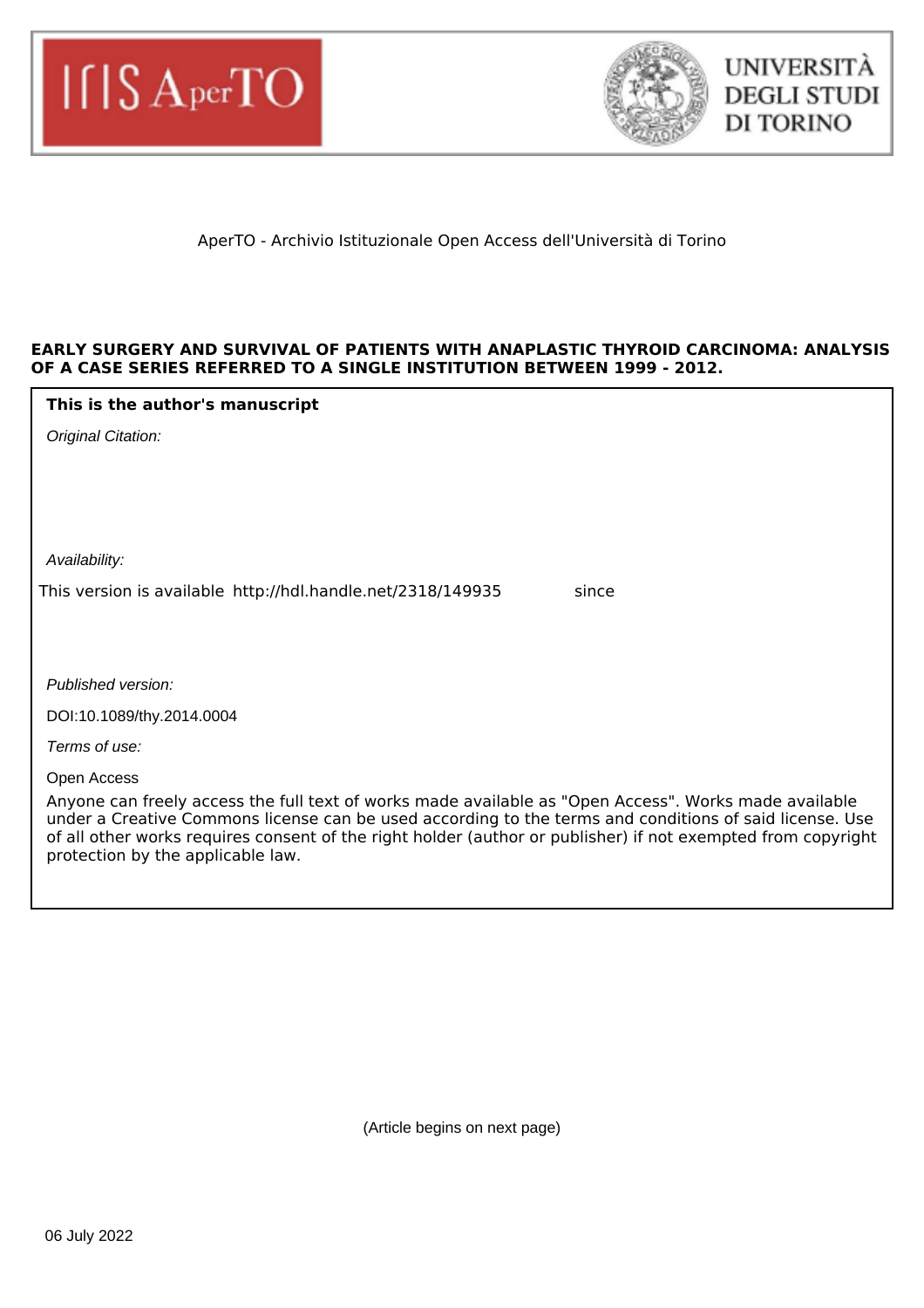AperTO - Archivio Istituzionale Open Access dell'Università di Torino

**EARLY SURGERY AND SURVIVAL OF PATIENTS WITH ANAPLASTIC THYROID CARCINOMA: ANALYSIS OF A CASE SERIES REFERRED TO A SINGLE INSTITUTION BETWEEN 1999 - 2012.**

**This is the author's manuscript**

*Original Citation:*

*Availability:*

This version is available http://hdl.handle.net/2318/149935 since

*Published version:*

DOI:10.1089/thy.2014.0004

*Terms of use:*

Open Access

Anyone can freely access the full text of works made available as "Open Access". Works made available under a Creative Commons license can be used according to the terms and conditions of said license. Use of all other works requires consent of the right holder (author or publisher) if not exempted from copyright protection by the applicable law.

(Article begins on next page)

06 July 2022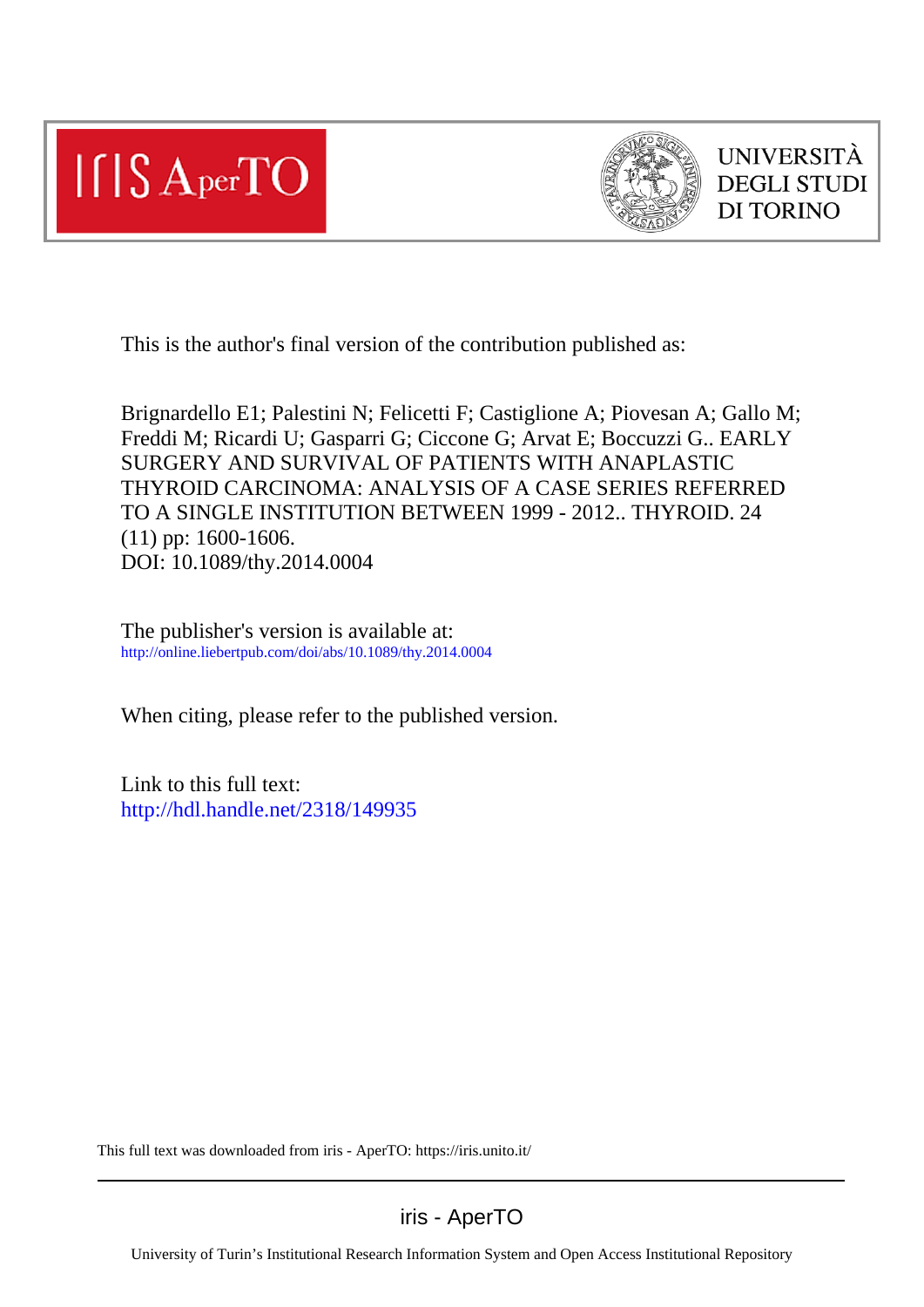This is the author's final version of the contribution published as:

Brignardello E1; Palestini N; Felicetti F; Castiglione A; Piovesan A; Gallo M; Freddi M; Ricardi U; Gasparri G; Ciccone G; Arvat E; Boccuzzi G.. EARLY SURGERY AND SURVIVAL OF PATIENTS WITH ANAPLASTIC THYROID CARCINOMA: ANALYSIS OF A CASE SERIES REFERRED TO A SINGLE INSTITUTION BETWEEN 1999 - 2012.. THYROID. 24 (11) pp: 1600-1606.
DOI: 10.1089/thy.2014.0004

The publisher's version is available at:
http://online.liebertpub.com/doi/abs/10.1089/thy.2014.0004

When citing, please refer to the published version.

Link to this full text:
http://hdl.handle.net/2318/149935

This full text was downloaded from iris - AperTO: https://iris.unito.it/

iris - AperTO

University of Turin's Institutional Research Information System and Open Access Institutional Repository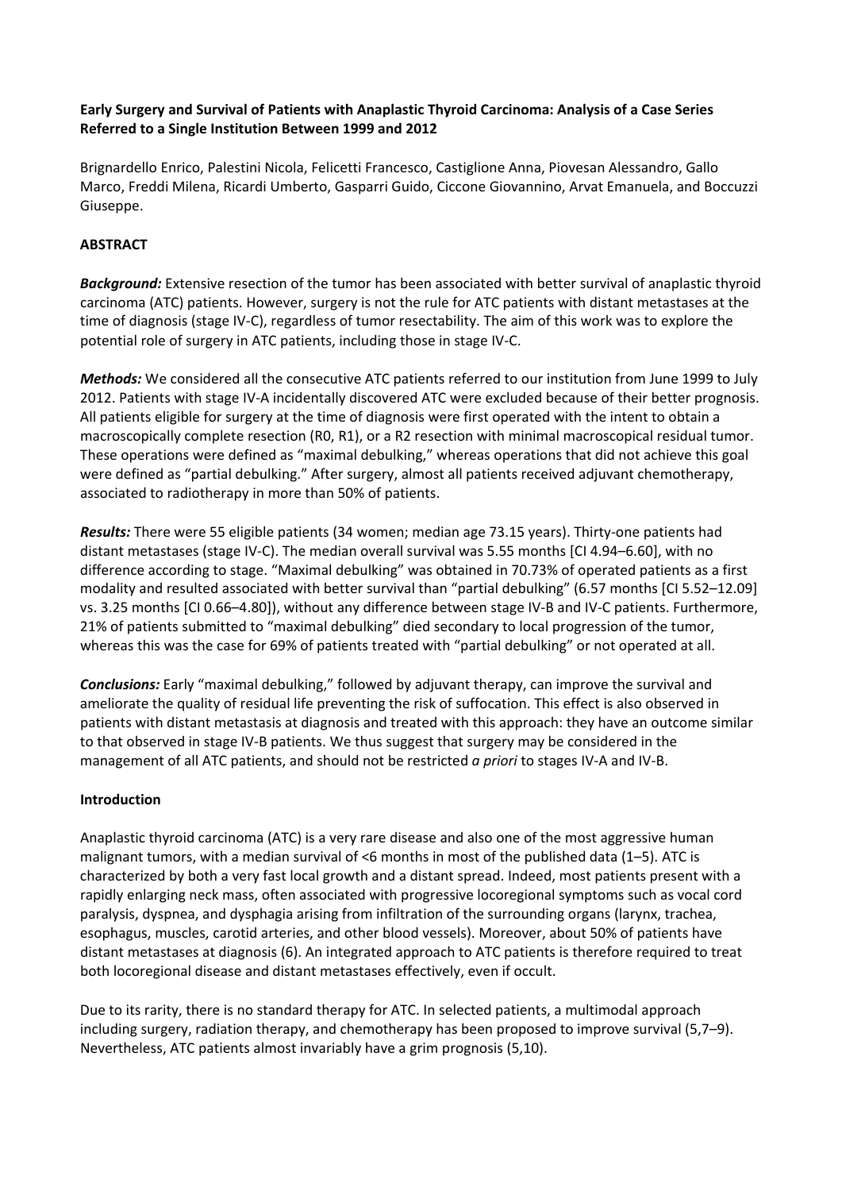**Early Surgery and Survival of Patients with Anaplastic Thyroid Carcinoma: Analysis of a Case Series Referred to a Single Institution Between 1999 and 2012**

Brignardello Enrico, Palestini Nicola, Felicetti Francesco, Castiglione Anna, Piovesan Alessandro, Gallo Marco, Freddi Milena, Ricardi Umberto, Gasparri Guido, Ciccone Giovannino, Arvat Emanuela, and Boccuzzi Giuseppe.

## ABSTRACT

***Background:*** Extensive resection of the tumor has been associated with better survival of anaplastic thyroid carcinoma (ATC) patients. However, surgery is not the rule for ATC patients with distant metastases at the time of diagnosis (stage IV-C), regardless of tumor resectability. The aim of this work was to explore the potential role of surgery in ATC patients, including those in stage IV-C.

***Methods:*** We considered all the consecutive ATC patients referred to our institution from June 1999 to July 2012. Patients with stage IV-A incidentally discovered ATC were excluded because of their better prognosis. All patients eligible for surgery at the time of diagnosis were first operated with the intent to obtain a macroscopically complete resection (R0, R1), or a R2 resection with minimal macroscopical residual tumor. These operations were defined as "maximal debulking," whereas operations that did not achieve this goal were defined as "partial debulking." After surgery, almost all patients received adjuvant chemotherapy, associated to radiotherapy in more than 50% of patients.

***Results:*** There were 55 eligible patients (34 women; median age 73.15 years). Thirty-one patients had distant metastases (stage IV-C). The median overall survival was 5.55 months [CI 4.94–6.60], with no difference according to stage. "Maximal debulking" was obtained in 70.73% of operated patients as a first modality and resulted associated with better survival than "partial debulking" (6.57 months [CI 5.52–12.09] vs. 3.25 months [CI 0.66–4.80]), without any difference between stage IV-B and IV-C patients. Furthermore, 21% of patients submitted to "maximal debulking" died secondary to local progression of the tumor, whereas this was the case for 69% of patients treated with "partial debulking" or not operated at all.

***Conclusions:*** Early "maximal debulking," followed by adjuvant therapy, can improve the survival and ameliorate the quality of residual life preventing the risk of suffocation. This effect is also observed in patients with distant metastasis at diagnosis and treated with this approach: they have an outcome similar to that observed in stage IV-B patients. We thus suggest that surgery may be considered in the management of all ATC patients, and should not be restricted *a priori* to stages IV-A and IV-B.

## Introduction

Anaplastic thyroid carcinoma (ATC) is a very rare disease and also one of the most aggressive human malignant tumors, with a median survival of <6 months in most of the published data (1–5). ATC is characterized by both a very fast local growth and a distant spread. Indeed, most patients present with a rapidly enlarging neck mass, often associated with progressive locoregional symptoms such as vocal cord paralysis, dyspnea, and dysphagia arising from infiltration of the surrounding organs (larynx, trachea, esophagus, muscles, carotid arteries, and other blood vessels). Moreover, about 50% of patients have distant metastases at diagnosis (6). An integrated approach to ATC patients is therefore required to treat both locoregional disease and distant metastases effectively, even if occult.

Due to its rarity, there is no standard therapy for ATC. In selected patients, a multimodal approach including surgery, radiation therapy, and chemotherapy has been proposed to improve survival (5,7–9). Nevertheless, ATC patients almost invariably have a grim prognosis (5,10).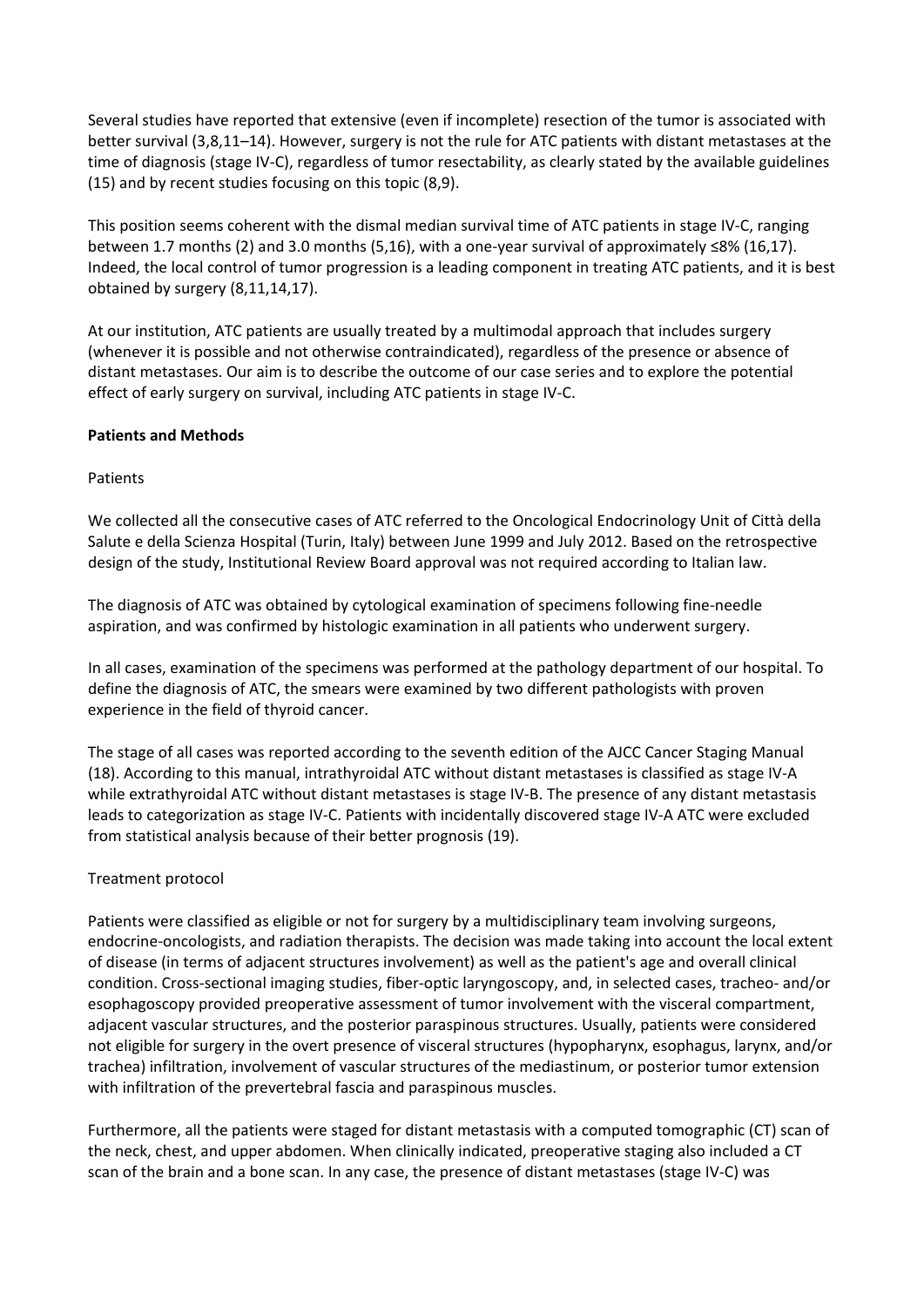Several studies have reported that extensive (even if incomplete) resection of the tumor is associated with better survival (3,8,11–14). However, surgery is not the rule for ATC patients with distant metastases at the time of diagnosis (stage IV-C), regardless of tumor resectability, as clearly stated by the available guidelines (15) and by recent studies focusing on this topic (8,9).

This position seems coherent with the dismal median survival time of ATC patients in stage IV-C, ranging between 1.7 months (2) and 3.0 months (5,16), with a one-year survival of approximately ≤8% (16,17). Indeed, the local control of tumor progression is a leading component in treating ATC patients, and it is best obtained by surgery (8,11,14,17).

At our institution, ATC patients are usually treated by a multimodal approach that includes surgery (whenever it is possible and not otherwise contraindicated), regardless of the presence or absence of distant metastases. Our aim is to describe the outcome of our case series and to explore the potential effect of early surgery on survival, including ATC patients in stage IV-C.

## Patients and Methods

### Patients

We collected all the consecutive cases of ATC referred to the Oncological Endocrinology Unit of Città della Salute e della Scienza Hospital (Turin, Italy) between June 1999 and July 2012. Based on the retrospective design of the study, Institutional Review Board approval was not required according to Italian law.

The diagnosis of ATC was obtained by cytological examination of specimens following fine-needle aspiration, and was confirmed by histologic examination in all patients who underwent surgery.

In all cases, examination of the specimens was performed at the pathology department of our hospital. To define the diagnosis of ATC, the smears were examined by two different pathologists with proven experience in the field of thyroid cancer.

The stage of all cases was reported according to the seventh edition of the AJCC Cancer Staging Manual (18). According to this manual, intrathyroidal ATC without distant metastases is classified as stage IV-A while extrathyroidal ATC without distant metastases is stage IV-B. The presence of any distant metastasis leads to categorization as stage IV-C. Patients with incidentally discovered stage IV-A ATC were excluded from statistical analysis because of their better prognosis (19).

### Treatment protocol

Patients were classified as eligible or not for surgery by a multidisciplinary team involving surgeons, endocrine-oncologists, and radiation therapists. The decision was made taking into account the local extent of disease (in terms of adjacent structures involvement) as well as the patient's age and overall clinical condition. Cross-sectional imaging studies, fiber-optic laryngoscopy, and, in selected cases, tracheo- and/or esophagoscopy provided preoperative assessment of tumor involvement with the visceral compartment, adjacent vascular structures, and the posterior paraspinous structures. Usually, patients were considered not eligible for surgery in the overt presence of visceral structures (hypopharynx, esophagus, larynx, and/or trachea) infiltration, involvement of vascular structures of the mediastinum, or posterior tumor extension with infiltration of the prevertebral fascia and paraspinous muscles.

Furthermore, all the patients were staged for distant metastasis with a computed tomographic (CT) scan of the neck, chest, and upper abdomen. When clinically indicated, preoperative staging also included a CT scan of the brain and a bone scan. In any case, the presence of distant metastases (stage IV-C) was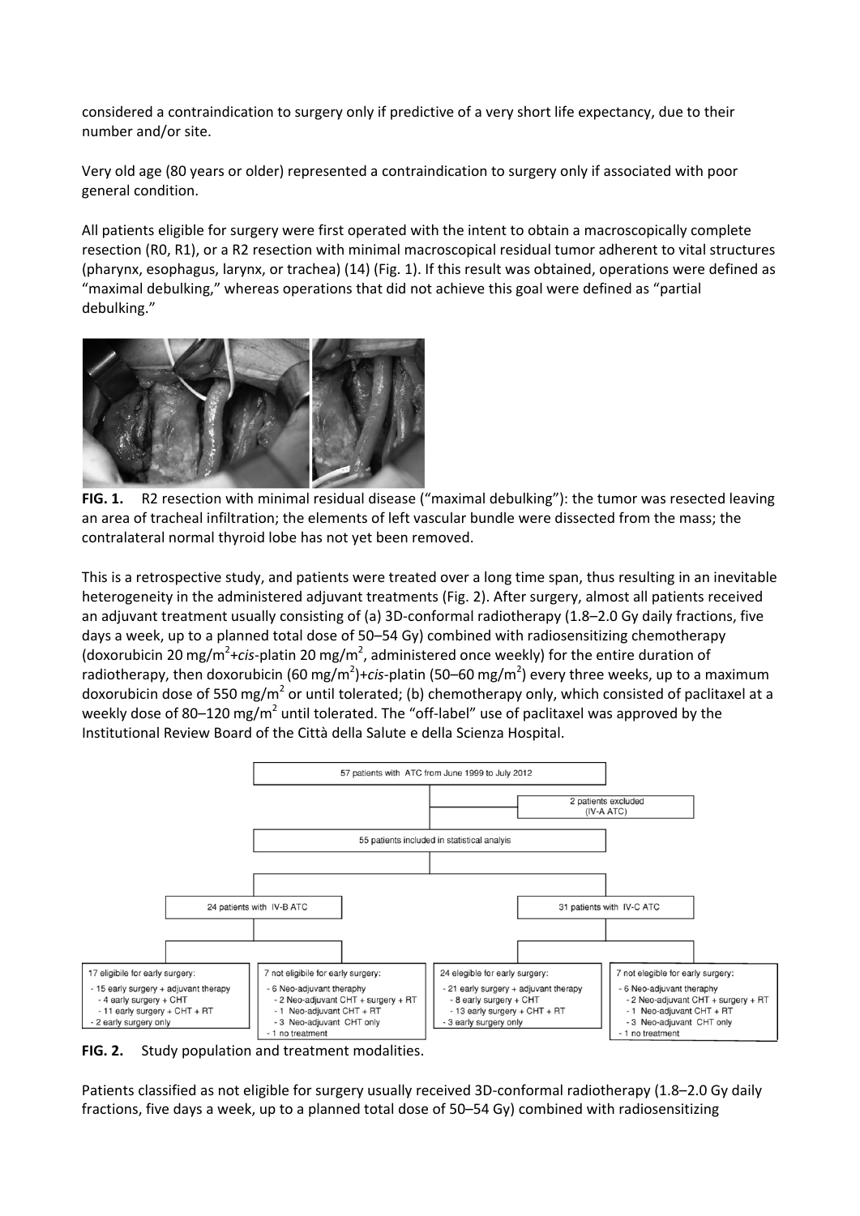considered a contraindication to surgery only if predictive of a very short life expectancy, due to their number and/or site.

Very old age (80 years or older) represented a contraindication to surgery only if associated with poor general condition.

All patients eligible for surgery were first operated with the intent to obtain a macroscopically complete resection (R0, R1), or a R2 resection with minimal macroscopical residual tumor adherent to vital structures (pharynx, esophagus, larynx, or trachea) (14) (Fig. 1). If this result was obtained, operations were defined as "maximal debulking," whereas operations that did not achieve this goal were defined as "partial debulking."

**FIG. 1.** R2 resection with minimal residual disease ("maximal debulking"): the tumor was resected leaving an area of tracheal infiltration; the elements of left vascular bundle were dissected from the mass; the contralateral normal thyroid lobe has not yet been removed.

This is a retrospective study, and patients were treated over a long time span, thus resulting in an inevitable heterogeneity in the administered adjuvant treatments (Fig. 2). After surgery, almost all patients received an adjuvant treatment usually consisting of (a) 3D-conformal radiotherapy (1.8–2.0 Gy daily fractions, five days a week, up to a planned total dose of 50–54 Gy) combined with radiosensitizing chemotherapy (doxorubicin 20 mg/m$^2$+*cis*-platin 20 mg/m$^2$, administered once weekly) for the entire duration of radiotherapy, then doxorubicin (60 mg/m$^2$)+*cis*-platin (50–60 mg/m$^2$) every three weeks, up to a maximum doxorubicin dose of 550 mg/m$^2$ or until tolerated; (b) chemotherapy only, which consisted of paclitaxel at a weekly dose of 80–120 mg/m$^2$ until tolerated. The "off-label" use of paclitaxel was approved by the Institutional Review Board of the Città della Salute e della Scienza Hospital.

57 patients with ATC from June 1999 to July 2012

2 patients excluded (IV-A ATC)

55 patients included in statistical analyis

24 patients with IV-B ATC

31 patients with IV-C ATC

17 eligibile for early surgery:
- 15 early surgery + adjuvant therapy
  - 4 early surgery + CHT
  - 11 early surgery + CHT + RT
- 2 early surgery only

7 not eligibile for early surgery:
- 6 Neo-adjuvant theraphy
  - 2 Neo-adjuvant CHT + surgery + RT
  - 1 Neo-adjuvant CHT + RT
  - 3 Neo-adjuvant CHT only
- 1 no treatment

24 elegible for early surgery:
- 21 early surgery + adjuvant therapy
  - 8 early surgery + CHT
  - 13 early surgery + CHT + RT
- 3 early surgery only

7 not elegible for early surgery:
- 6 Neo-adjuvant theraphy
  - 2 Neo-adjuvant CHT + surgery + RT
  - 1 Neo-adjuvant CHT + RT
  - 3 Neo-adjuvant CHT only
- 1 no treatment

**FIG. 2.** Study population and treatment modalities.

Patients classified as not eligible for surgery usually received 3D-conformal radiotherapy (1.8–2.0 Gy daily fractions, five days a week, up to a planned total dose of 50–54 Gy) combined with radiosensitizing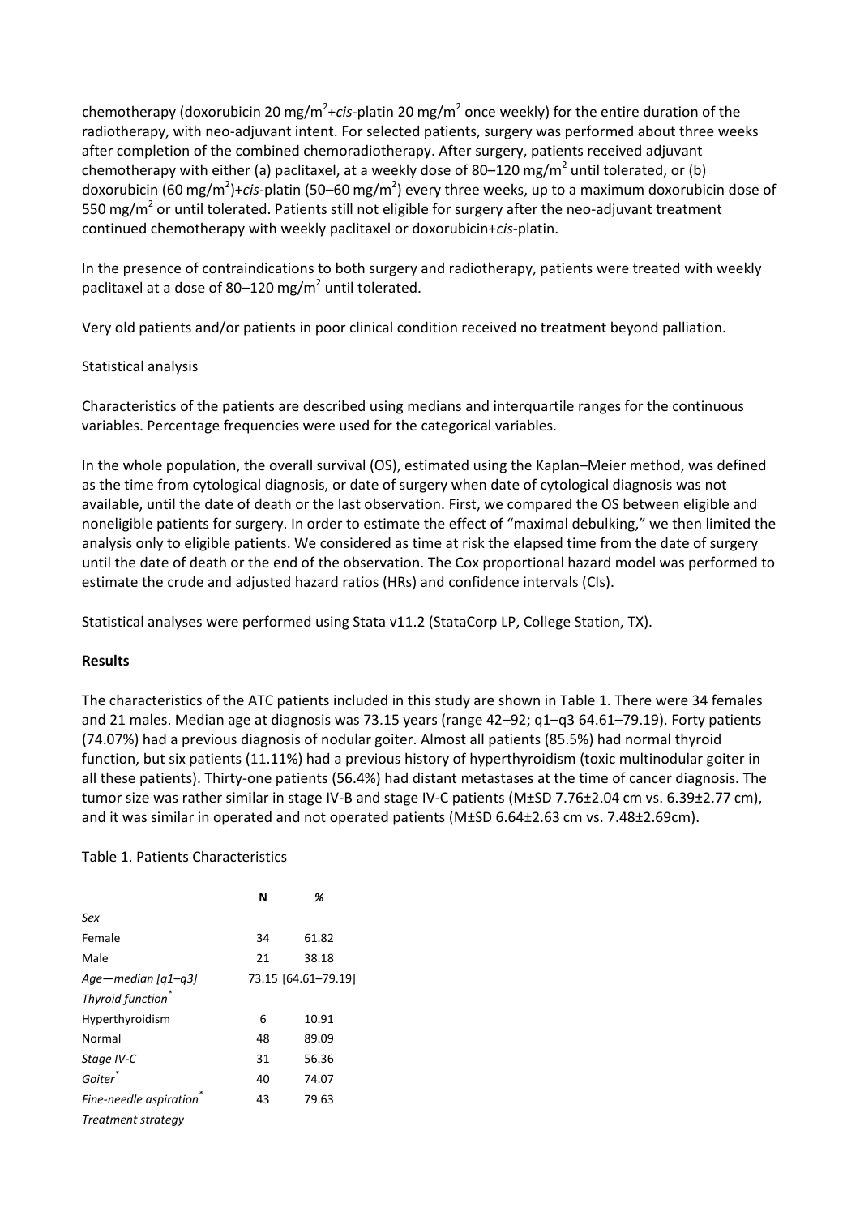chemotherapy (doxorubicin 20 mg/m$^2$+*cis*-platin 20 mg/m$^2$ once weekly) for the entire duration of the radiotherapy, with neo-adjuvant intent. For selected patients, surgery was performed about three weeks after completion of the combined chemoradiotherapy. After surgery, patients received adjuvant chemotherapy with either (a) paclitaxel, at a weekly dose of 80–120 mg/m$^2$ until tolerated, or (b) doxorubicin (60 mg/m$^2$)+*cis*-platin (50–60 mg/m$^2$) every three weeks, up to a maximum doxorubicin dose of 550 mg/m$^2$ or until tolerated. Patients still not eligible for surgery after the neo-adjuvant treatment continued chemotherapy with weekly paclitaxel or doxorubicin+*cis*-platin.

In the presence of contraindications to both surgery and radiotherapy, patients were treated with weekly paclitaxel at a dose of 80–120 mg/m$^2$ until tolerated.

Very old patients and/or patients in poor clinical condition received no treatment beyond palliation.

Statistical analysis

Characteristics of the patients are described using medians and interquartile ranges for the continuous variables. Percentage frequencies were used for the categorical variables.

In the whole population, the overall survival (OS), estimated using the Kaplan–Meier method, was defined as the time from cytological diagnosis, or date of surgery when date of cytological diagnosis was not available, until the date of death or the last observation. First, we compared the OS between eligible and noneligible patients for surgery. In order to estimate the effect of "maximal debulking," we then limited the analysis only to eligible patients. We considered as time at risk the elapsed time from the date of surgery until the date of death or the end of the observation. The Cox proportional hazard model was performed to estimate the crude and adjusted hazard ratios (HRs) and confidence intervals (CIs).

Statistical analyses were performed using Stata v11.2 (StataCorp LP, College Station, TX).

**Results**

The characteristics of the ATC patients included in this study are shown in Table 1. There were 34 females and 21 males. Median age at diagnosis was 73.15 years (range 42–92; q1–q3 64.61–79.19). Forty patients (74.07%) had a previous diagnosis of nodular goiter. Almost all patients (85.5%) had normal thyroid function, but six patients (11.11%) had a previous history of hyperthyroidism (toxic multinodular goiter in all these patients). Thirty-one patients (56.4%) had distant metastases at the time of cancer diagnosis. The tumor size was rather similar in stage IV-B and stage IV-C patients (M±SD 7.76±2.04 cm vs. 6.39±2.77 cm), and it was similar in operated and not operated patients (M±SD 6.64±2.63 cm vs. 7.48±2.69cm).

Table 1. Patients Characteristics

| | **N** | *%* |
|---|---|---|
| *Sex* | | |
| Female | 34 | 61.82 |
| Male | 21 | 38.18 |
| *Age—median [q1–q3]* | 73.15 [64.61–79.19] | |
| *Thyroid function*\* | | |
| Hyperthyroidism | 6 | 10.91 |
| Normal | 48 | 89.09 |
| *Stage IV-C* | 31 | 56.36 |
| *Goiter*\* | 40 | 74.07 |
| *Fine-needle aspiration*\* | 43 | 79.63 |
| *Treatment strategy* | | |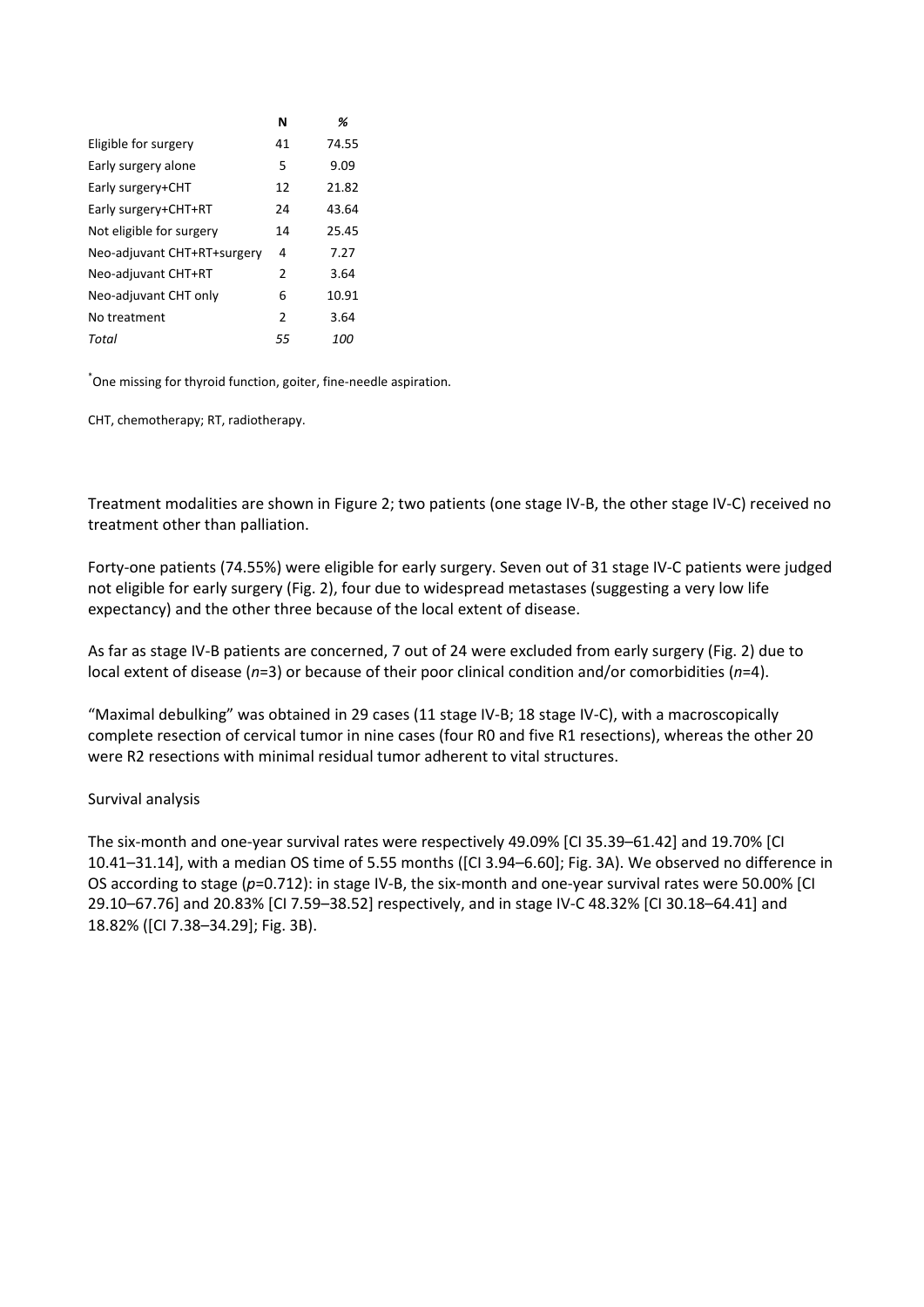| | N | % |
|---|---|---|
| Eligible for surgery | 41 | 74.55 |
| Early surgery alone | 5 | 9.09 |
| Early surgery+CHT | 12 | 21.82 |
| Early surgery+CHT+RT | 24 | 43.64 |
| Not eligible for surgery | 14 | 25.45 |
| Neo-adjuvant CHT+RT+surgery | 4 | 7.27 |
| Neo-adjuvant CHT+RT | 2 | 3.64 |
| Neo-adjuvant CHT only | 6 | 10.91 |
| No treatment | 2 | 3.64 |
| *Total* | *55* | *100* |

*One missing for thyroid function, goiter, fine-needle aspiration.

CHT, chemotherapy; RT, radiotherapy.

Treatment modalities are shown in Figure 2; two patients (one stage IV-B, the other stage IV-C) received no treatment other than palliation.

Forty-one patients (74.55%) were eligible for early surgery. Seven out of 31 stage IV-C patients were judged not eligible for early surgery (Fig. 2), four due to widespread metastases (suggesting a very low life expectancy) and the other three because of the local extent of disease.

As far as stage IV-B patients are concerned, 7 out of 24 were excluded from early surgery (Fig. 2) due to local extent of disease (*n*=3) or because of their poor clinical condition and/or comorbidities (*n*=4).

"Maximal debulking" was obtained in 29 cases (11 stage IV-B; 18 stage IV-C), with a macroscopically complete resection of cervical tumor in nine cases (four R0 and five R1 resections), whereas the other 20 were R2 resections with minimal residual tumor adherent to vital structures.

Survival analysis

The six-month and one-year survival rates were respectively 49.09% [CI 35.39–61.42] and 19.70% [CI 10.41–31.14], with a median OS time of 5.55 months ([CI 3.94–6.60]; Fig. 3A). We observed no difference in OS according to stage ($p$=0.712): in stage IV-B, the six-month and one-year survival rates were 50.00% [CI 29.10–67.76] and 20.83% [CI 7.59–38.52] respectively, and in stage IV-C 48.32% [CI 30.18–64.41] and 18.82% ([CI 7.38–34.29]; Fig. 3B).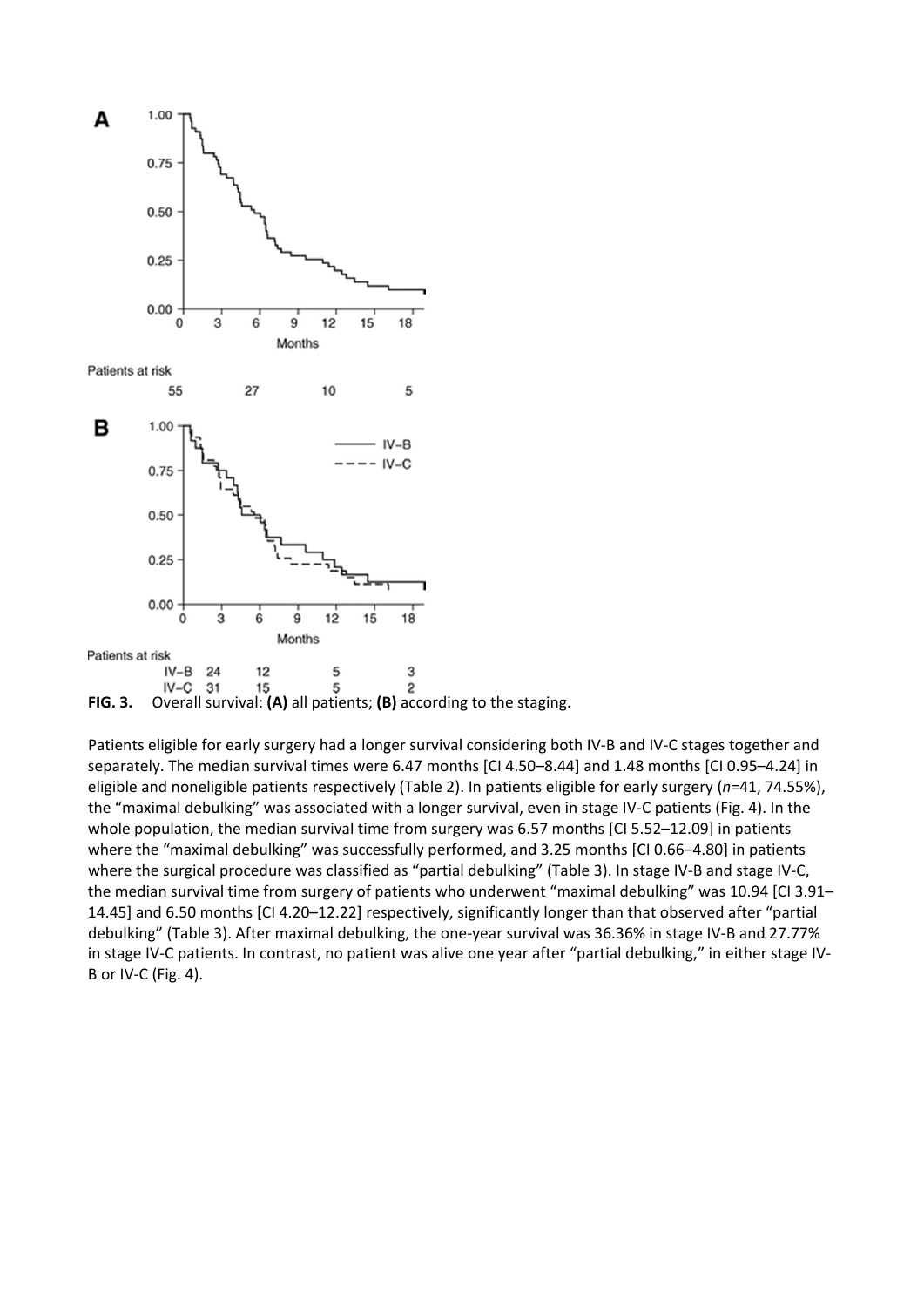FIG. 3. Overall survival: **(A)** all patients; **(B)** according to the staging.

Patients eligible for early surgery had a longer survival considering both IV-B and IV-C stages together and separately. The median survival times were 6.47 months [CI 4.50–8.44] and 1.48 months [CI 0.95–4.24] in eligible and noneligible patients respectively (Table 2). In patients eligible for early surgery (*n*=41, 74.55%), the "maximal debulking" was associated with a longer survival, even in stage IV-C patients (Fig. 4). In the whole population, the median survival time from surgery was 6.57 months [CI 5.52–12.09] in patients where the "maximal debulking" was successfully performed, and 3.25 months [CI 0.66–4.80] in patients where the surgical procedure was classified as "partial debulking" (Table 3). In stage IV-B and stage IV-C, the median survival time from surgery of patients who underwent "maximal debulking" was 10.94 [CI 3.91–14.45] and 6.50 months [CI 4.20–12.22] respectively, significantly longer than that observed after "partial debulking" (Table 3). After maximal debulking, the one-year survival was 36.36% in stage IV-B and 27.77% in stage IV-C patients. In contrast, no patient was alive one year after "partial debulking," in either stage IV-B or IV-C (Fig. 4).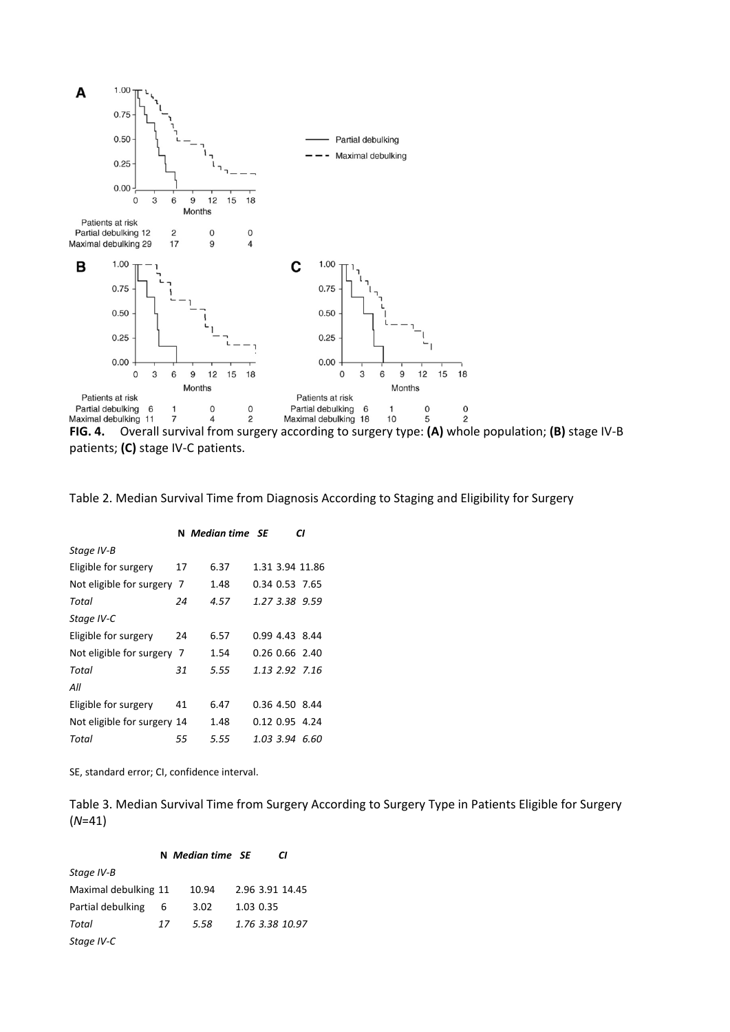**FIG. 4.** Overall survival from surgery according to surgery type: **(A)** whole population; **(B)** stage IV-B patients; **(C)** stage IV-C patients.

Table 2. Median Survival Time from Diagnosis According to Staging and Eligibility for Surgery

| | N | *Median time* | *SE* | *CI* | |
|---|---|---|---|---|---|
| *Stage IV-B* | | | | | |
| Eligible for surgery | 17 | 6.37 | 1.31 | 3.94 | 11.86 |
| Not eligible for surgery | 7 | 1.48 | 0.34 | 0.53 | 7.65 |
| *Total* | *24* | *4.57* | *1.27* | *3.38* | *9.59* |
| *Stage IV-C* | | | | | |
| Eligible for surgery | 24 | 6.57 | 0.99 | 4.43 | 8.44 |
| Not eligible for surgery | 7 | 1.54 | 0.26 | 0.66 | 2.40 |
| *Total* | *31* | *5.55* | *1.13* | *2.92* | *7.16* |
| *All* | | | | | |
| Eligible for surgery | 41 | 6.47 | 0.36 | 4.50 | 8.44 |
| Not eligible for surgery | 14 | 1.48 | 0.12 | 0.95 | 4.24 |
| *Total* | *55* | *5.55* | *1.03* | *3.94* | *6.60* |

SE, standard error; CI, confidence interval.

Table 3. Median Survival Time from Surgery According to Surgery Type in Patients Eligible for Surgery (*N*=41)

| | N | *Median time* | *SE* | *CI* | |
|---|---|---|---|---|---|
| *Stage IV-B* | | | | | |
| Maximal debulking | 11 | 10.94 | 2.96 | 3.91 | 14.45 |
| Partial debulking | 6 | 3.02 | 1.03 | 0.35 | |
| *Total* | *17* | *5.58* | *1.76* | *3.38* | *10.97* |
| *Stage IV-C* | | | | | |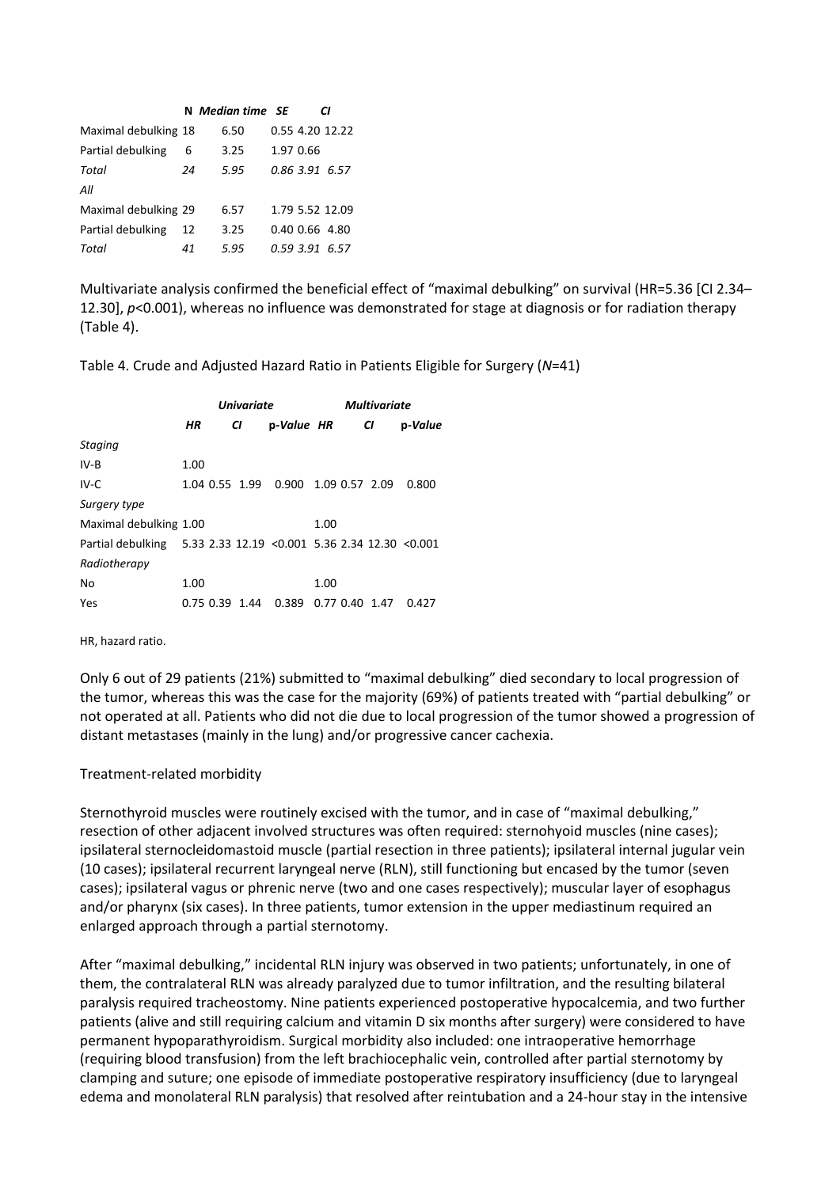| | N | *Median time* | *SE* | *CI* | |
|---|---|---|---|---|---|
| Maximal debulking | 18 | 6.50 | 0.55 | 4.20 | 12.22 |
| Partial debulking | 6 | 3.25 | 1.97 | 0.66 | |
| *Total* | *24* | *5.95* | *0.86* | *3.91* | *6.57* |
| *All* | | | | | |
| Maximal debulking | 29 | 6.57 | 1.79 | 5.52 | 12.09 |
| Partial debulking | 12 | 3.25 | 0.40 | 0.66 | 4.80 |
| *Total* | *41* | *5.95* | *0.59* | *3.91* | *6.57* |

Multivariate analysis confirmed the beneficial effect of "maximal debulking" on survival (HR=5.36 [CI 2.34–12.30], *p*<0.001), whereas no influence was demonstrated for stage at diagnosis or for radiation therapy (Table 4).

Table 4. Crude and Adjusted Hazard Ratio in Patients Eligible for Surgery (*N*=41)

| | *Univariate* | | | | *Multivariate* | | | |
|---|---|---|---|---|---|---|---|---|
| | *HR* | *CI* | | p-*Value* | *HR* | *CI* | | p-*Value* |
| *Staging* | | | | | | | | |
| IV-B | 1.00 | | | | | | | |
| IV-C | 1.04 | 0.55 | 1.99 | 0.900 | 1.09 | 0.57 | 2.09 | 0.800 |
| *Surgery type* | | | | | | | | |
| Maximal debulking | 1.00 | | | | 1.00 | | | |
| Partial debulking | 5.33 | 2.33 | 12.19 | <0.001 | 5.36 | 2.34 | 12.30 | <0.001 |
| *Radiotherapy* | | | | | | | | |
| No | 1.00 | | | | 1.00 | | | |
| Yes | 0.75 | 0.39 | 1.44 | 0.389 | 0.77 | 0.40 | 1.47 | 0.427 |

HR, hazard ratio.

Only 6 out of 29 patients (21%) submitted to "maximal debulking" died secondary to local progression of the tumor, whereas this was the case for the majority (69%) of patients treated with "partial debulking" or not operated at all. Patients who did not die due to local progression of the tumor showed a progression of distant metastases (mainly in the lung) and/or progressive cancer cachexia.

## Treatment-related morbidity

Sternothyroid muscles were routinely excised with the tumor, and in case of "maximal debulking," resection of other adjacent involved structures was often required: sternohyoid muscles (nine cases); ipsilateral sternocleidomastoid muscle (partial resection in three patients); ipsilateral internal jugular vein (10 cases); ipsilateral recurrent laryngeal nerve (RLN), still functioning but encased by the tumor (seven cases); ipsilateral vagus or phrenic nerve (two and one cases respectively); muscular layer of esophagus and/or pharynx (six cases). In three patients, tumor extension in the upper mediastinum required an enlarged approach through a partial sternotomy.

After "maximal debulking," incidental RLN injury was observed in two patients; unfortunately, in one of them, the contralateral RLN was already paralyzed due to tumor infiltration, and the resulting bilateral paralysis required tracheostomy. Nine patients experienced postoperative hypocalcemia, and two further patients (alive and still requiring calcium and vitamin D six months after surgery) were considered to have permanent hypoparathyroidism. Surgical morbidity also included: one intraoperative hemorrhage (requiring blood transfusion) from the left brachiocephalic vein, controlled after partial sternotomy by clamping and suture; one episode of immediate postoperative respiratory insufficiency (due to laryngeal edema and monolateral RLN paralysis) that resolved after reintubation and a 24-hour stay in the intensive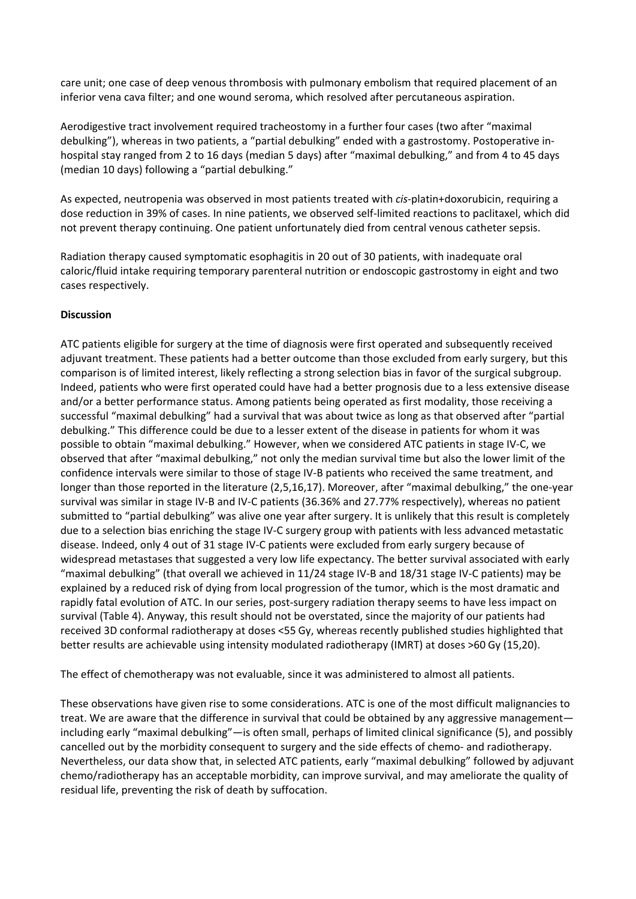care unit; one case of deep venous thrombosis with pulmonary embolism that required placement of an inferior vena cava filter; and one wound seroma, which resolved after percutaneous aspiration.

Aerodigestive tract involvement required tracheostomy in a further four cases (two after "maximal debulking"), whereas in two patients, a "partial debulking" ended with a gastrostomy. Postoperative in-hospital stay ranged from 2 to 16 days (median 5 days) after "maximal debulking," and from 4 to 45 days (median 10 days) following a "partial debulking."

As expected, neutropenia was observed in most patients treated with *cis*-platin+doxorubicin, requiring a dose reduction in 39% of cases. In nine patients, we observed self-limited reactions to paclitaxel, which did not prevent therapy continuing. One patient unfortunately died from central venous catheter sepsis.

Radiation therapy caused symptomatic esophagitis in 20 out of 30 patients, with inadequate oral caloric/fluid intake requiring temporary parenteral nutrition or endoscopic gastrostomy in eight and two cases respectively.

**Discussion**

ATC patients eligible for surgery at the time of diagnosis were first operated and subsequently received adjuvant treatment. These patients had a better outcome than those excluded from early surgery, but this comparison is of limited interest, likely reflecting a strong selection bias in favor of the surgical subgroup. Indeed, patients who were first operated could have had a better prognosis due to a less extensive disease and/or a better performance status. Among patients being operated as first modality, those receiving a successful "maximal debulking" had a survival that was about twice as long as that observed after "partial debulking." This difference could be due to a lesser extent of the disease in patients for whom it was possible to obtain "maximal debulking." However, when we considered ATC patients in stage IV-C, we observed that after "maximal debulking," not only the median survival time but also the lower limit of the confidence intervals were similar to those of stage IV-B patients who received the same treatment, and longer than those reported in the literature (2,5,16,17). Moreover, after "maximal debulking," the one-year survival was similar in stage IV-B and IV-C patients (36.36% and 27.77% respectively), whereas no patient submitted to "partial debulking" was alive one year after surgery. It is unlikely that this result is completely due to a selection bias enriching the stage IV-C surgery group with patients with less advanced metastatic disease. Indeed, only 4 out of 31 stage IV-C patients were excluded from early surgery because of widespread metastases that suggested a very low life expectancy. The better survival associated with early "maximal debulking" (that overall we achieved in 11/24 stage IV-B and 18/31 stage IV-C patients) may be explained by a reduced risk of dying from local progression of the tumor, which is the most dramatic and rapidly fatal evolution of ATC. In our series, post-surgery radiation therapy seems to have less impact on survival (Table 4). Anyway, this result should not be overstated, since the majority of our patients had received 3D conformal radiotherapy at doses <55 Gy, whereas recently published studies highlighted that better results are achievable using intensity modulated radiotherapy (IMRT) at doses >60 Gy (15,20).

The effect of chemotherapy was not evaluable, since it was administered to almost all patients.

These observations have given rise to some considerations. ATC is one of the most difficult malignancies to treat. We are aware that the difference in survival that could be obtained by any aggressive management—including early "maximal debulking"—is often small, perhaps of limited clinical significance (5), and possibly cancelled out by the morbidity consequent to surgery and the side effects of chemo- and radiotherapy. Nevertheless, our data show that, in selected ATC patients, early "maximal debulking" followed by adjuvant chemo/radiotherapy has an acceptable morbidity, can improve survival, and may ameliorate the quality of residual life, preventing the risk of death by suffocation.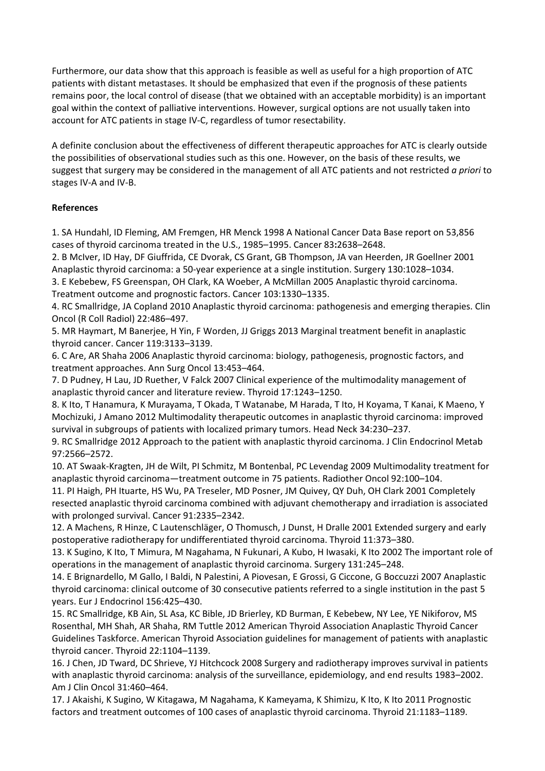Furthermore, our data show that this approach is feasible as well as useful for a high proportion of ATC patients with distant metastases. It should be emphasized that even if the prognosis of these patients remains poor, the local control of disease (that we obtained with an acceptable morbidity) is an important goal within the context of palliative interventions. However, surgical options are not usually taken into account for ATC patients in stage IV-C, regardless of tumor resectability.

A definite conclusion about the effectiveness of different therapeutic approaches for ATC is clearly outside the possibilities of observational studies such as this one. However, on the basis of these results, we suggest that surgery may be considered in the management of all ATC patients and not restricted *a priori* to stages IV-A and IV-B.

**References**

1. SA Hundahl, ID Fleming, AM Fremgen, HR Menck 1998 A National Cancer Data Base report on 53,856 cases of thyroid carcinoma treated in the U.S., 1985–1995. Cancer 83**:**2638–2648.
2. B McIver, ID Hay, DF Giuffrida, CE Dvorak, CS Grant, GB Thompson, JA van Heerden, JR Goellner 2001 Anaplastic thyroid carcinoma: a 50-year experience at a single institution. Surgery 130:1028–1034.
3. E Kebebew, FS Greenspan, OH Clark, KA Woeber, A McMillan 2005 Anaplastic thyroid carcinoma. Treatment outcome and prognostic factors. Cancer 103:1330–1335.
4. RC Smallridge, JA Copland 2010 Anaplastic thyroid carcinoma: pathogenesis and emerging therapies. Clin Oncol (R Coll Radiol) 22:486–497.
5. MR Haymart, M Banerjee, H Yin, F Worden, JJ Griggs 2013 Marginal treatment benefit in anaplastic thyroid cancer. Cancer 119:3133–3139.
6. C Are, AR Shaha 2006 Anaplastic thyroid carcinoma: biology, pathogenesis, prognostic factors, and treatment approaches. Ann Surg Oncol 13:453–464.
7. D Pudney, H Lau, JD Ruether, V Falck 2007 Clinical experience of the multimodality management of anaplastic thyroid cancer and literature review. Thyroid 17:1243–1250.
8. K Ito, T Hanamura, K Murayama, T Okada, T Watanabe, M Harada, T Ito, H Koyama, T Kanai, K Maeno, Y Mochizuki, J Amano 2012 Multimodality therapeutic outcomes in anaplastic thyroid carcinoma: improved survival in subgroups of patients with localized primary tumors. Head Neck 34:230–237.
9. RC Smallridge 2012 Approach to the patient with anaplastic thyroid carcinoma. J Clin Endocrinol Metab 97:2566–2572.
10. AT Swaak-Kragten, JH de Wilt, PI Schmitz, M Bontenbal, PC Levendag 2009 Multimodality treatment for anaplastic thyroid carcinoma—treatment outcome in 75 patients. Radiother Oncol 92:100–104.
11. PI Haigh, PH Ituarte, HS Wu, PA Treseler, MD Posner, JM Quivey, QY Duh, OH Clark 2001 Completely resected anaplastic thyroid carcinoma combined with adjuvant chemotherapy and irradiation is associated with prolonged survival. Cancer 91:2335–2342.
12. A Machens, R Hinze, C Lautenschläger, O Thomusch, J Dunst, H Dralle 2001 Extended surgery and early postoperative radiotherapy for undifferentiated thyroid carcinoma. Thyroid 11:373–380.
13. K Sugino, K Ito, T Mimura, M Nagahama, N Fukunari, A Kubo, H Iwasaki, K Ito 2002 The important role of operations in the management of anaplastic thyroid carcinoma. Surgery 131:245–248.
14. E Brignardello, M Gallo, I Baldi, N Palestini, A Piovesan, E Grossi, G Ciccone, G Boccuzzi 2007 Anaplastic thyroid carcinoma: clinical outcome of 30 consecutive patients referred to a single institution in the past 5 years. Eur J Endocrinol 156:425–430.
15. RC Smallridge, KB Ain, SL Asa, KC Bible, JD Brierley, KD Burman, E Kebebew, NY Lee, YE Nikiforov, MS Rosenthal, MH Shah, AR Shaha, RM Tuttle 2012 American Thyroid Association Anaplastic Thyroid Cancer Guidelines Taskforce. American Thyroid Association guidelines for management of patients with anaplastic thyroid cancer. Thyroid 22:1104–1139.
16. J Chen, JD Tward, DC Shrieve, YJ Hitchcock 2008 Surgery and radiotherapy improves survival in patients with anaplastic thyroid carcinoma: analysis of the surveillance, epidemiology, and end results 1983–2002. Am J Clin Oncol 31:460–464.
17. J Akaishi, K Sugino, W Kitagawa, M Nagahama, K Kameyama, K Shimizu, K Ito, K Ito 2011 Prognostic factors and treatment outcomes of 100 cases of anaplastic thyroid carcinoma. Thyroid 21:1183–1189.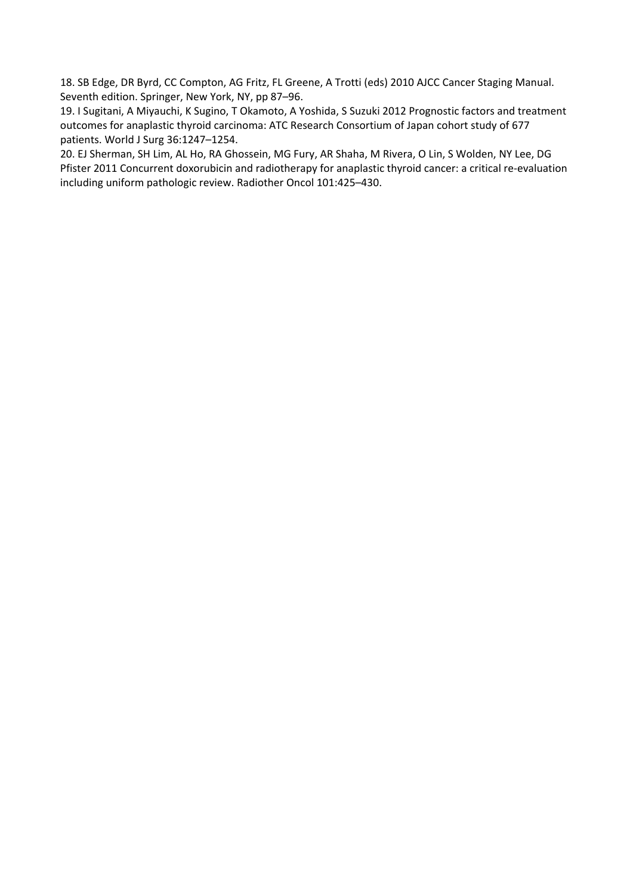18. SB Edge, DR Byrd, CC Compton, AG Fritz, FL Greene, A Trotti (eds) 2010 AJCC Cancer Staging Manual. Seventh edition. Springer, New York, NY, pp 87–96.

19. I Sugitani, A Miyauchi, K Sugino, T Okamoto, A Yoshida, S Suzuki 2012 Prognostic factors and treatment outcomes for anaplastic thyroid carcinoma: ATC Research Consortium of Japan cohort study of 677 patients. World J Surg 36:1247–1254.

20. EJ Sherman, SH Lim, AL Ho, RA Ghossein, MG Fury, AR Shaha, M Rivera, O Lin, S Wolden, NY Lee, DG Pfister 2011 Concurrent doxorubicin and radiotherapy for anaplastic thyroid cancer: a critical re-evaluation including uniform pathologic review. Radiother Oncol 101:425–430.